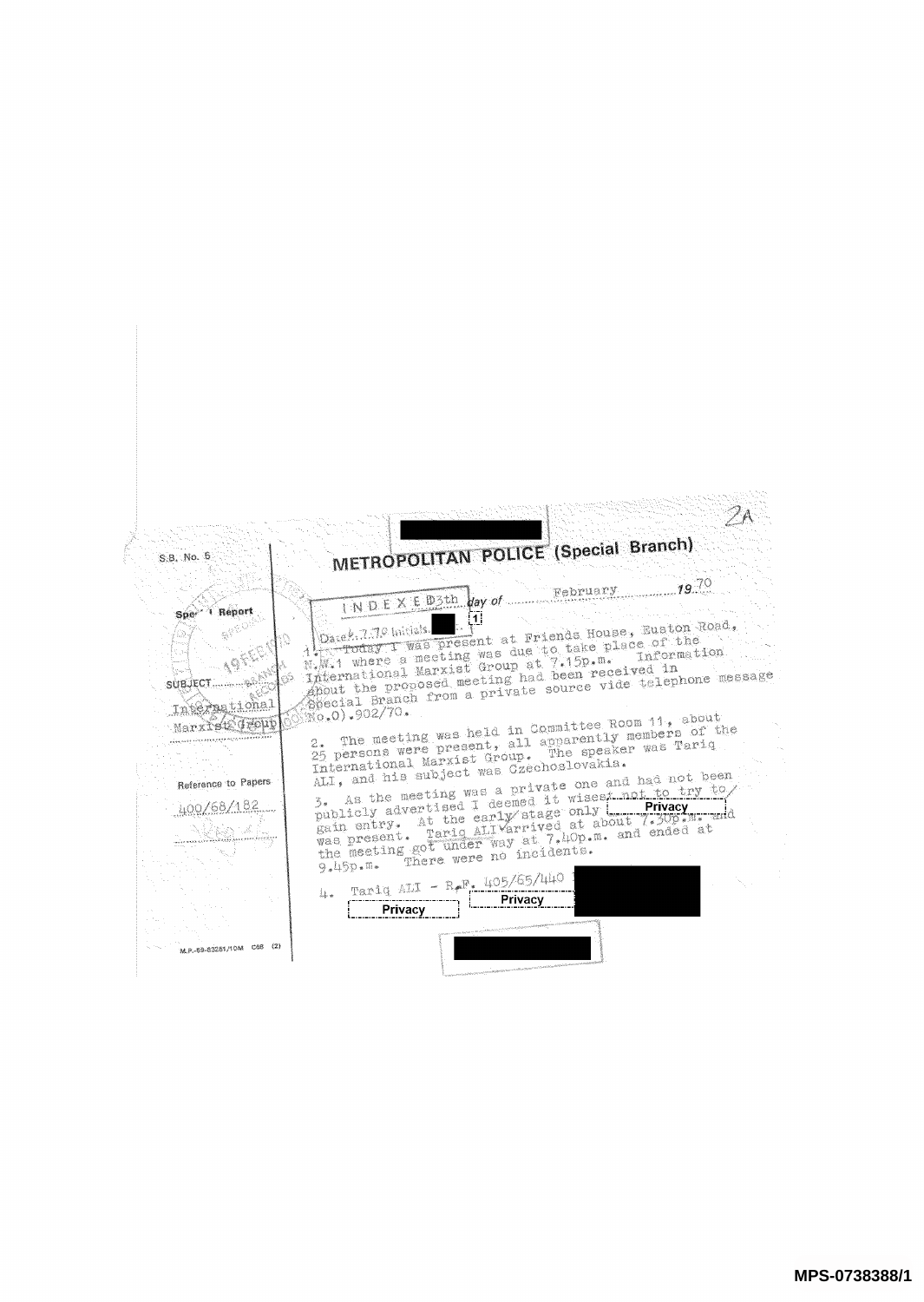2A

S.B. No. 5

# METROPOLITAN POLICE (Special Branch)

Special Report

INDEXED Date 6.7.70 Initials

13th day of February 1970

SUBJECT International Marxist Group

Reference to Papers 400/68/182

1. Today I was present at Friends House, Euston Road, N.W.1 where a meeting was due to take place of the International Marxist Group at 7.15p.m. Information about the proposed meeting had been received in Special Branch from a private source vide telephone message No.0).902/70.

2. The meeting was held in Committee Room 11, about 25 persons were present, all apparently members of the International Marxist Group. The speaker was Tariq ALI, and his subject was Czechoslovakia.

3. As the meeting was a private one and had not been publicly advertised I deemed it wisest not to try to gain entry. At the early stage only Privacy and was present. Tariq ALI arrived at about 7.30p.m. and the meeting got under way at 7.40p.m. and ended at 9.45p.m. There were no incidents.

4. Tariq ALI - R.F. 405/65/440 Privacy Privacy

M.P.-69-63281/10M C68 (2)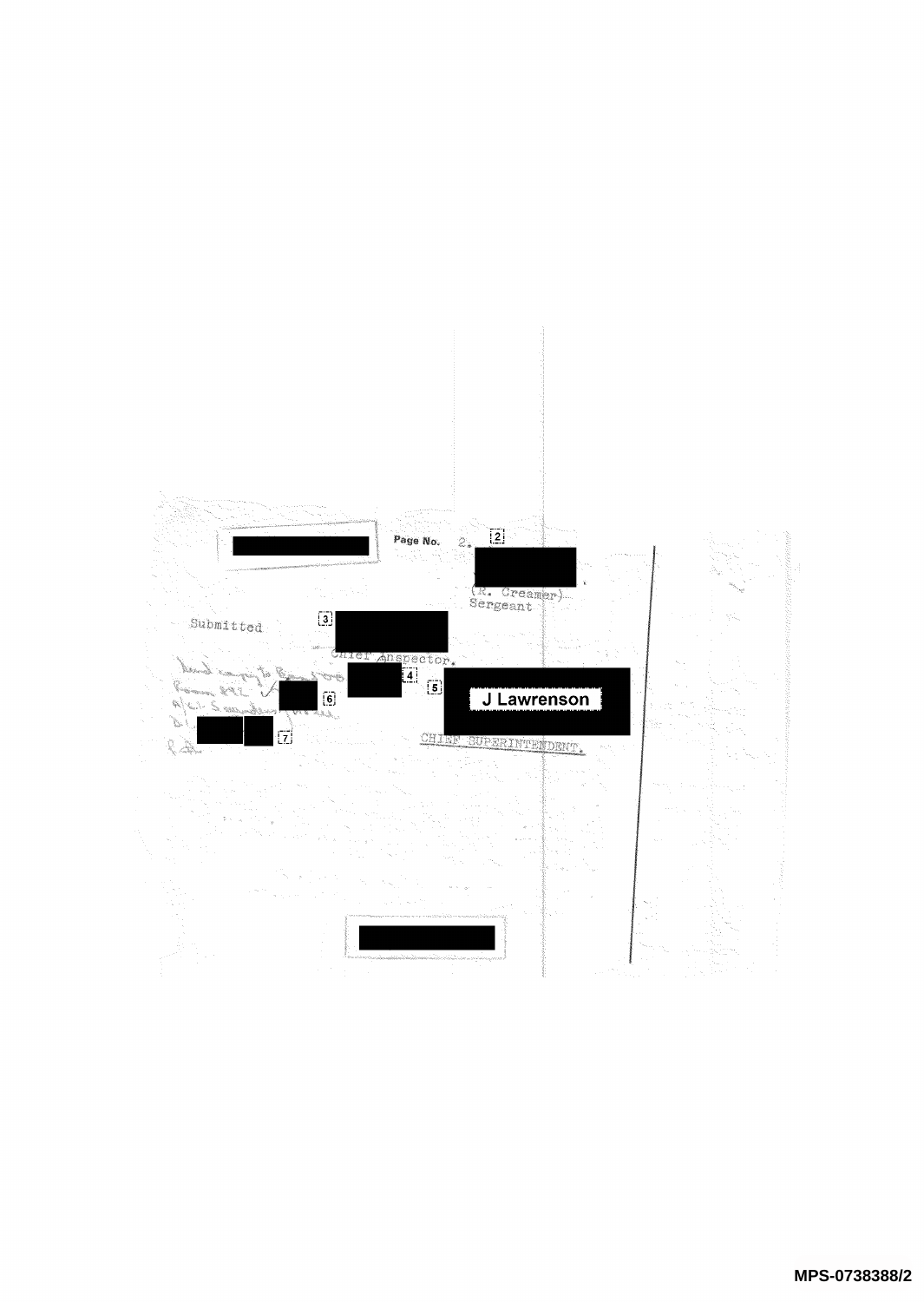Page No. 2. [2]

(R. Creamer)
Sergeant

Submitted [3]

Chief Inspector.

[4]

[5] J Lawrenson

CHIEF SUPERINTENDENT.

[6]

[7]

MPS-0738388/2